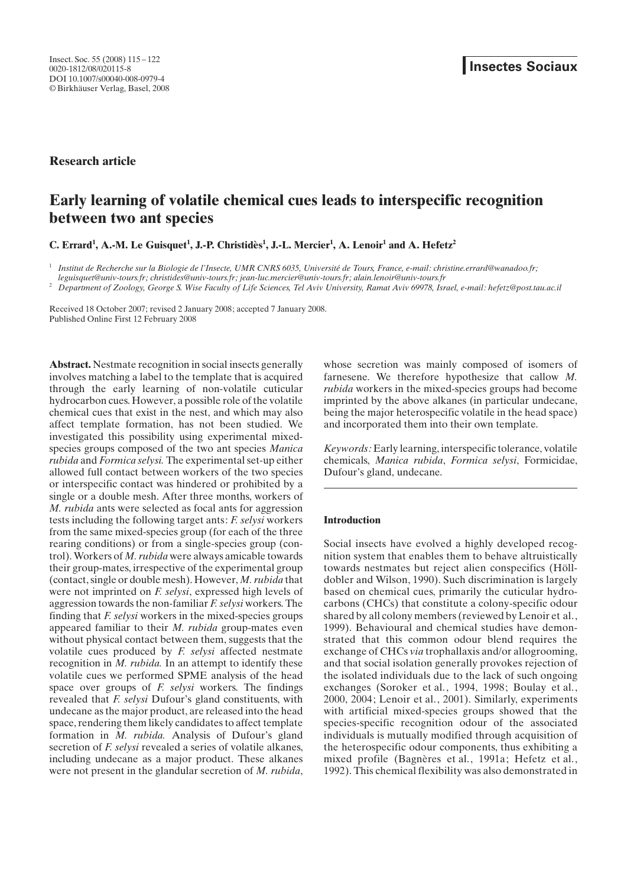Insect. Soc. 55 (2008) 115 – 122
0020-1812/08/020115-8
DOI 10.1007/s00040-008-0979-4
© Birkhäuser Verlag, Basel, 2008

**Insectes Sociaux**

**Research article**

# Early learning of volatile chemical cues leads to interspecific recognition between two ant species

**C. Errard[1], A.-M. Le Guisquet[1], J.-P. Christidès[1], J.-L. Mercier[1], A. Lenoir[1] and A. Hefetz[2]**

[1] *Institut de Recherche sur la Biologie de l'Insecte, UMR CNRS 6035, Université de Tours, France, e-mail: christine.errard@wanadoo.fr; leguisquet@univ-tours.fr; christides@univ-tours.fr; jean-luc.mercier@univ-tours.fr; alain.lenoir@univ-tours.fr*

[2] *Department of Zoology, George S. Wise Faculty of Life Sciences, Tel Aviv University, Ramat Aviv 69978, Israel, e-mail: hefetz@post.tau.ac.il*

Received 18 October 2007; revised 2 January 2008; accepted 7 January 2008.
Published Online First 12 February 2008

**Abstract.** Nestmate recognition in social insects generally involves matching a label to the template that is acquired through the early learning of non-volatile cuticular hydrocarbon cues. However, a possible role of the volatile chemical cues that exist in the nest, and which may also affect template formation, has not been studied. We investigated this possibility using experimental mixed-species groups composed of the two ant species *Manica rubida* and *Formica selysi.* The experimental set-up either allowed full contact between workers of the two species or interspecific contact was hindered or prohibited by a single or a double mesh. After three months, workers of *M. rubida* ants were selected as focal ants for aggression tests including the following target ants: *F. selysi* workers from the same mixed-species group (for each of the three rearing conditions) or from a single-species group (control). Workers of *M. rubida* were always amicable towards their group-mates, irrespective of the experimental group (contact, single or double mesh). However, *M. rubida* that were not imprinted on *F. selysi*, expressed high levels of aggression towards the non-familiar *F. selysi* workers. The finding that *F. selysi* workers in the mixed-species groups appeared familiar to their *M. rubida* group-mates even without physical contact between them, suggests that the volatile cues produced by *F. selysi* affected nestmate recognition in *M. rubida.* In an attempt to identify these volatile cues we performed SPME analysis of the head space over groups of *F. selysi* workers. The findings revealed that *F. selysi* Dufour's gland constituents, with undecane as the major product, are released into the head space, rendering them likely candidates to affect template formation in *M. rubida.* Analysis of Dufour's gland secretion of *F. selysi* revealed a series of volatile alkanes, including undecane as a major product. These alkanes were not present in the glandular secretion of *M. rubida*, whose secretion was mainly composed of isomers of farnesene. We therefore hypothesize that callow *M. rubida* workers in the mixed-species groups had become imprinted by the above alkanes (in particular undecane, being the major heterospecific volatile in the head space) and incorporated them into their own template.

*Keywords:* Early learning, interspecific tolerance, volatile chemicals, *Manica rubida*, *Formica selysi*, Formicidae, Dufour's gland, undecane.

## Introduction

Social insects have evolved a highly developed recognition system that enables them to behave altruistically towards nestmates but reject alien conspecifics (Hölldobler and Wilson, 1990). Such discrimination is largely based on chemical cues, primarily the cuticular hydrocarbons (CHCs) that constitute a colony-specific odour shared by all colony members (reviewed by Lenoir et al., 1999). Behavioural and chemical studies have demonstrated that this common odour blend requires the exchange of CHCs *via* trophallaxis and/or allogrooming, and that social isolation generally provokes rejection of the isolated individuals due to the lack of such ongoing exchanges (Soroker et al., 1994, 1998; Boulay et al., 2000, 2004; Lenoir et al., 2001). Similarly, experiments with artificial mixed-species groups showed that the species-specific recognition odour of the associated individuals is mutually modified through acquisition of the heterospecific odour components, thus exhibiting a mixed profile (Bagnères et al., 1991a; Hefetz et al., 1992). This chemical flexibility was also demonstrated in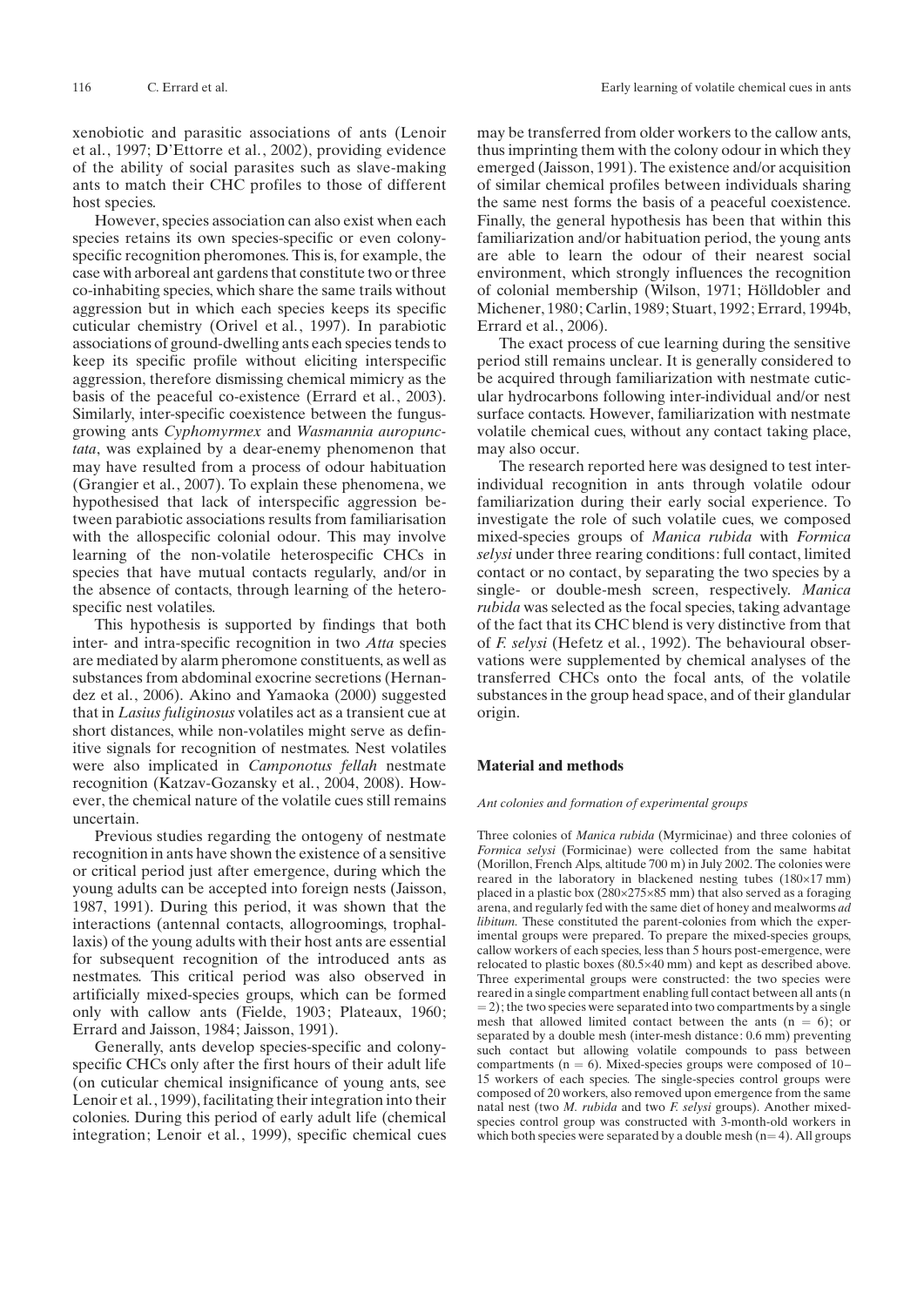xenobiotic and parasitic associations of ants (Lenoir et al., 1997; D'Ettorre et al., 2002), providing evidence of the ability of social parasites such as slave-making ants to match their CHC profiles to those of different host species.

However, species association can also exist when each species retains its own species-specific or even colony-specific recognition pheromones. This is, for example, the case with arboreal ant gardens that constitute two or three co-inhabiting species, which share the same trails without aggression but in which each species keeps its specific cuticular chemistry (Orivel et al., 1997). In parabiotic associations of ground-dwelling ants each species tends to keep its specific profile without eliciting interspecific aggression, therefore dismissing chemical mimicry as the basis of the peaceful co-existence (Errard et al., 2003). Similarly, inter-specific coexistence between the fungus-growing ants *Cyphomyrmex* and *Wasmannia auropunctata*, was explained by a dear-enemy phenomenon that may have resulted from a process of odour habituation (Grangier et al., 2007). To explain these phenomena, we hypothesised that lack of interspecific aggression between parabiotic associations results from familiarisation with the allospecific colonial odour. This may involve learning of the non-volatile heterospecific CHCs in species that have mutual contacts regularly, and/or in the absence of contacts, through learning of the heterospecific nest volatiles.

This hypothesis is supported by findings that both inter- and intra-specific recognition in two *Atta* species are mediated by alarm pheromone constituents, as well as substances from abdominal exocrine secretions (Hernandez et al., 2006). Akino and Yamaoka (2000) suggested that in *Lasius fuliginosus* volatiles act as a transient cue at short distances, while non-volatiles might serve as definitive signals for recognition of nestmates. Nest volatiles were also implicated in *Camponotus fellah* nestmate recognition (Katzav-Gozansky et al., 2004, 2008). However, the chemical nature of the volatile cues still remains uncertain.

Previous studies regarding the ontogeny of nestmate recognition in ants have shown the existence of a sensitive or critical period just after emergence, during which the young adults can be accepted into foreign nests (Jaisson, 1987, 1991). During this period, it was shown that the interactions (antennal contacts, allogroomings, trophallaxis) of the young adults with their host ants are essential for subsequent recognition of the introduced ants as nestmates. This critical period was also observed in artificially mixed-species groups, which can be formed only with callow ants (Fielde, 1903; Plateaux, 1960; Errard and Jaisson, 1984; Jaisson, 1991).

Generally, ants develop species-specific and colony-specific CHCs only after the first hours of their adult life (on cuticular chemical insignificance of young ants, see Lenoir et al., 1999), facilitating their integration into their colonies. During this period of early adult life (chemical integration; Lenoir et al., 1999), specific chemical cues may be transferred from older workers to the callow ants, thus imprinting them with the colony odour in which they emerged (Jaisson, 1991). The existence and/or acquisition of similar chemical profiles between individuals sharing the same nest forms the basis of a peaceful coexistence. Finally, the general hypothesis has been that within this familiarization and/or habituation period, the young ants are able to learn the odour of their nearest social environment, which strongly influences the recognition of colonial membership (Wilson, 1971; Hölldobler and Michener, 1980; Carlin, 1989; Stuart, 1992; Errard, 1994b, Errard et al., 2006).

The exact process of cue learning during the sensitive period still remains unclear. It is generally considered to be acquired through familiarization with nestmate cuticular hydrocarbons following inter-individual and/or nest surface contacts. However, familiarization with nestmate volatile chemical cues, without any contact taking place, may also occur.

The research reported here was designed to test inter-individual recognition in ants through volatile odour familiarization during their early social experience. To investigate the role of such volatile cues, we composed mixed-species groups of *Manica rubida* with *Formica selysi* under three rearing conditions: full contact, limited contact or no contact, by separating the two species by a single- or double-mesh screen, respectively. *Manica rubida* was selected as the focal species, taking advantage of the fact that its CHC blend is very distinctive from that of *F. selysi* (Hefetz et al., 1992). The behavioural observations were supplemented by chemical analyses of the transferred CHCs onto the focal ants, of the volatile substances in the group head space, and of their glandular origin.

## Material and methods

### Ant colonies and formation of experimental groups

Three colonies of *Manica rubida* (Myrmicinae) and three colonies of *Formica selysi* (Formicinae) were collected from the same habitat (Morillon, French Alps, altitude 700 m) in July 2002. The colonies were reared in the laboratory in blackened nesting tubes (180×17 mm) placed in a plastic box (280×275×85 mm) that also served as a foraging arena, and regularly fed with the same diet of honey and mealworms *ad libitum*. These constituted the parent-colonies from which the experimental groups were prepared. To prepare the mixed-species groups, callow workers of each species, less than 5 hours post-emergence, were relocated to plastic boxes (80.5×40 mm) and kept as described above. Three experimental groups were constructed: the two species were reared in a single compartment enabling full contact between all ants (n = 2); the two species were separated into two compartments by a single mesh that allowed limited contact between the ants (n = 6); or separated by a double mesh (inter-mesh distance: 0.6 mm) preventing such contact but allowing volatile compounds to pass between compartments (n = 6). Mixed-species groups were composed of 10–15 workers of each species. The single-species control groups were composed of 20 workers, also removed upon emergence from the same natal nest (two *M. rubida* and two *F. selysi* groups). Another mixed-species control group was constructed with 3-month-old workers in which both species were separated by a double mesh (n = 4). All groups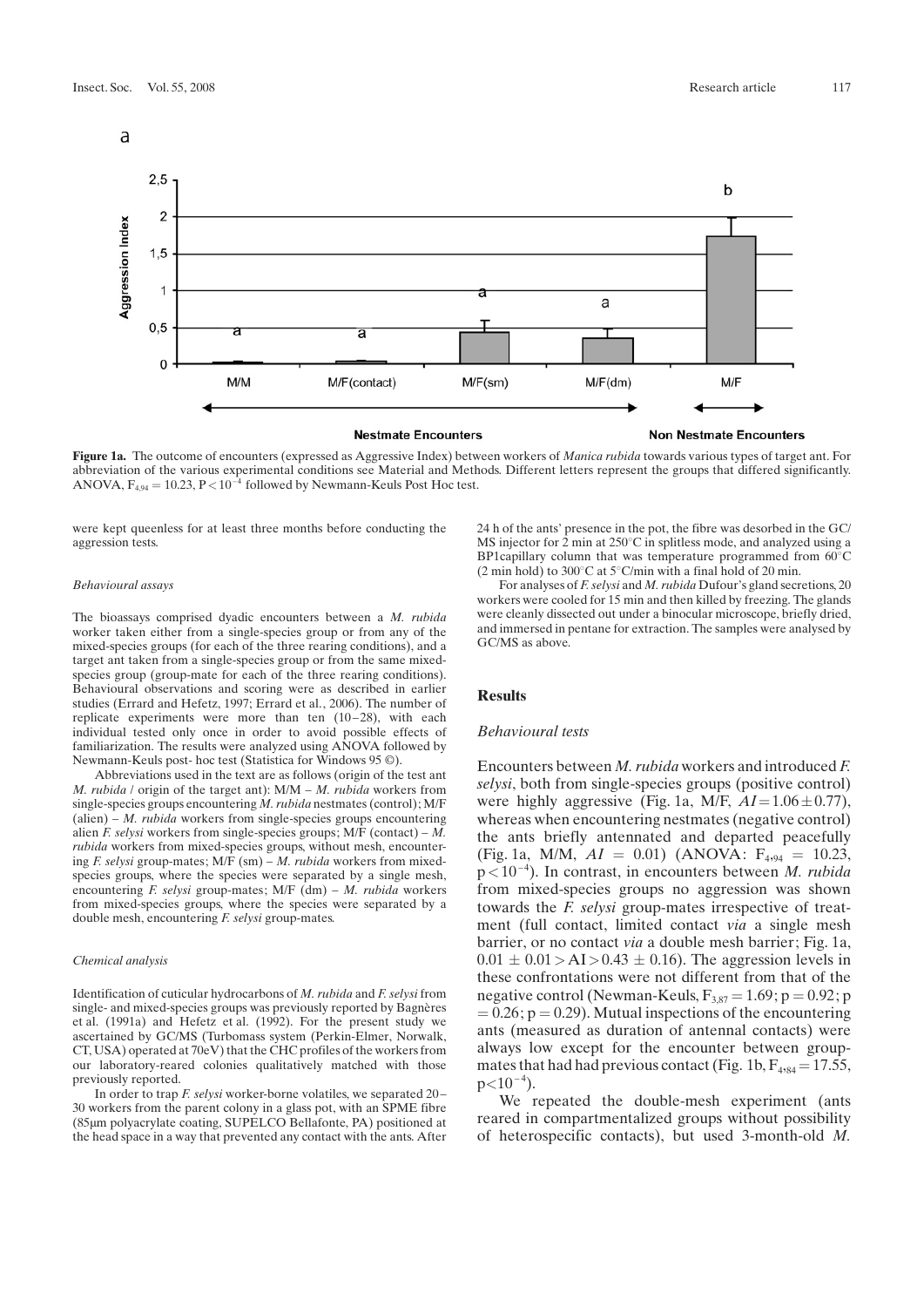a

Figure 1a. The outcome of encounters (expressed as Aggressive Index) between workers of *Manica rubida* towards various types of target ant. For abbreviation of the various experimental conditions see Material and Methods. Different letters represent the groups that differed significantly. ANOVA, $F_{4,94} = 10.23$, $P < 10^{-4}$ followed by Newmann-Keuls Post Hoc test.

were kept queenless for at least three months before conducting the aggression tests.

### *Behavioural assays*

The bioassays comprised dyadic encounters between a *M. rubida* worker taken either from a single-species group or from any of the mixed-species groups (for each of the three rearing conditions), and a target ant taken from a single-species group or from the same mixed-species group (group-mate for each of the three rearing conditions). Behavioural observations and scoring were as described in earlier studies (Errard and Hefetz, 1997; Errard et al., 2006). The number of replicate experiments were more than ten (10–28), with each individual tested only once in order to avoid possible effects of familiarization. The results were analyzed using ANOVA followed by Newmann-Keuls post- hoc test (Statistica for Windows 95 ©).

Abbreviations used in the text are as follows (origin of the test ant *M. rubida* / origin of the target ant): M/M – *M. rubida* workers from single-species groups encountering *M. rubida* nestmates (control); M/F (alien) – *M. rubida* workers from single-species groups encountering alien *F. selysi* workers from single-species groups; M/F (contact) – *M. rubida* workers from mixed-species groups, without mesh, encountering *F. selysi* group-mates; M/F (sm) – *M. rubida* workers from mixed-species groups, where the species were separated by a single mesh, encountering *F. selysi* group-mates; M/F (dm) – *M. rubida* workers from mixed-species groups, where the species were separated by a double mesh, encountering *F. selysi* group-mates.

### *Chemical analysis*

Identification of cuticular hydrocarbons of *M. rubida* and *F. selysi* from single- and mixed-species groups was previously reported by Bagnères et al. (1991a) and Hefetz et al. (1992). For the present study we ascertained by GC/MS (Turbomass system (Perkin-Elmer, Norwalk, CT, USA) operated at 70eV) that the CHC profiles of the workers from our laboratory-reared colonies qualitatively matched with those previously reported.

In order to trap *F. selysi* worker-borne volatiles, we separated 20–30 workers from the parent colony in a glass pot, with an SPME fibre (85μm polyacrylate coating, SUPELCO Bellafonte, PA) positioned at the head space in a way that prevented any contact with the ants. After 24 h of the ants' presence in the pot, the fibre was desorbed in the GC/MS injector for 2 min at 250°C in splitless mode, and analyzed using a BP1capillary column that was temperature programmed from 60°C (2 min hold) to 300°C at 5°C/min with a final hold of 20 min.

For analyses of *F. selysi* and *M. rubida* Dufour's gland secretions, 20 workers were cooled for 15 min and then killed by freezing. The glands were cleanly dissected out under a binocular microscope, briefly dried, and immersed in pentane for extraction. The samples were analysed by GC/MS as above.

## Results

### *Behavioural tests*

Encounters between *M. rubida* workers and introduced *F. selysi*, both from single-species groups (positive control) were highly aggressive (Fig. 1a, M/F, $AI = 1.06 \pm 0.77$), whereas when encountering nestmates (negative control) the ants briefly antennated and departed peacefully (Fig. 1a, M/M, $AI = 0.01$) (ANOVA: $F_{4,94} = 10.23$, $p < 10^{-4}$). In contrast, in encounters between *M. rubida* from mixed-species groups no aggression was shown towards the *F. selysi* group-mates irrespective of treatment (full contact, limited contact *via* a single mesh barrier, or no contact *via* a double mesh barrier; Fig. 1a, $0.01 \pm 0.01 > AI > 0.43 \pm 0.16$). The aggression levels in these confrontations were not different from that of the negative control (Newman-Keuls, $F_{3,87} = 1.69$; $p = 0.92$; $p = 0.26$; $p = 0.29$). Mutual inspections of the encountering ants (measured as duration of antennal contacts) were always low except for the encounter between group-mates that had had previous contact (Fig. 1b, $F_{4,84} = 17.55$, $p < 10^{-4}$).

We repeated the double-mesh experiment (ants reared in compartmentalized groups without possibility of heterospecific contacts), but used 3-month-old *M.*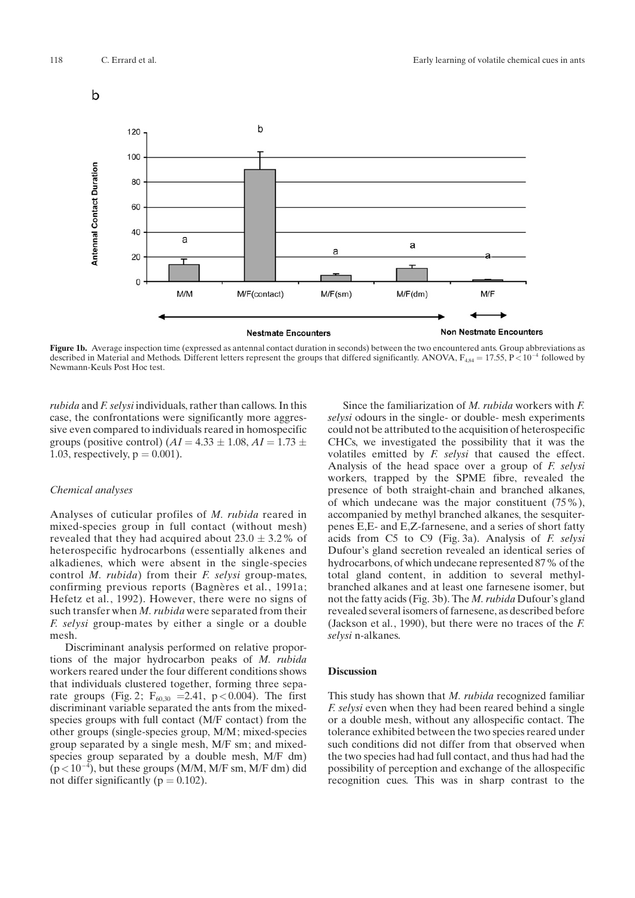b

Figure 1b. Average inspection time (expressed as antennal contact duration in seconds) between the two encountered ants. Group abbreviations as described in Material and Methods. Different letters represent the groups that differed significantly. ANOVA, $F_{4,84} = 17.55$, $P < 10^{-4}$ followed by Newmann-Keuls Post Hoc test.

*rubida* and *F. selysi* individuals, rather than callows. In this case, the confrontations were significantly more aggressive even compared to individuals reared in homospecific groups (positive control) ($AI = 4.33 \pm 1.08$, $AI = 1.73 \pm 1.03$, respectively, $p = 0.001$).

### Chemical analyses

Analyses of cuticular profiles of *M. rubida* reared in mixed-species group in full contact (without mesh) revealed that they had acquired about $23.0 \pm 3.2$% of heterospecific hydrocarbons (essentially alkenes and alkadienes, which were absent in the single-species control *M. rubida*) from their *F. selysi* group-mates, confirming previous reports (Bagnères et al., 1991a; Hefetz et al., 1992). However, there were no signs of such transfer when *M. rubida* were separated from their *F. selysi* group-mates by either a single or a double mesh.

Discriminant analysis performed on relative proportions of the major hydrocarbon peaks of *M. rubida* workers reared under the four different conditions shows that individuals clustered together, forming three separate groups (Fig. 2; $F_{60,30} = 2.41$, $p < 0.004$). The first discriminant variable separated the ants from the mixed-species groups with full contact (M/F contact) from the other groups (single-species group, M/M; mixed-species group separated by a single mesh, M/F sm; and mixed-species group separated by a double mesh, M/F dm) ($p < 10^{-4}$), but these groups (M/M, M/F sm, M/F dm) did not differ significantly ($p = 0.102$).

Since the familiarization of *M. rubida* workers with *F. selysi* odours in the single- or double- mesh experiments could not be attributed to the acquisition of heterospecific CHCs, we investigated the possibility that it was the volatiles emitted by *F. selysi* that caused the effect. Analysis of the head space over a group of *F. selysi* workers, trapped by the SPME fibre, revealed the presence of both straight-chain and branched alkanes, of which undecane was the major constituent (75%), accompanied by methyl branched alkanes, the sesquiterpenes E,E- and E,Z-farnesene, and a series of short fatty acids from C5 to C9 (Fig. 3a). Analysis of *F. selysi* Dufour's gland secretion revealed an identical series of hydrocarbons, of which undecane represented 87% of the total gland content, in addition to several methyl-branched alkanes and at least one farnesene isomer, but not the fatty acids (Fig. 3b). The *M. rubida* Dufour's gland revealed several isomers of farnesene, as described before (Jackson et al., 1990), but there were no traces of the *F. selysi* n-alkanes.

## Discussion

This study has shown that *M. rubida* recognized familiar *F. selysi* even when they had been reared behind a single or a double mesh, without any allospecific contact. The tolerance exhibited between the two species reared under such conditions did not differ from that observed when the two species had had full contact, and thus had had the possibility of perception and exchange of the allospecific recognition cues. This was in sharp contrast to the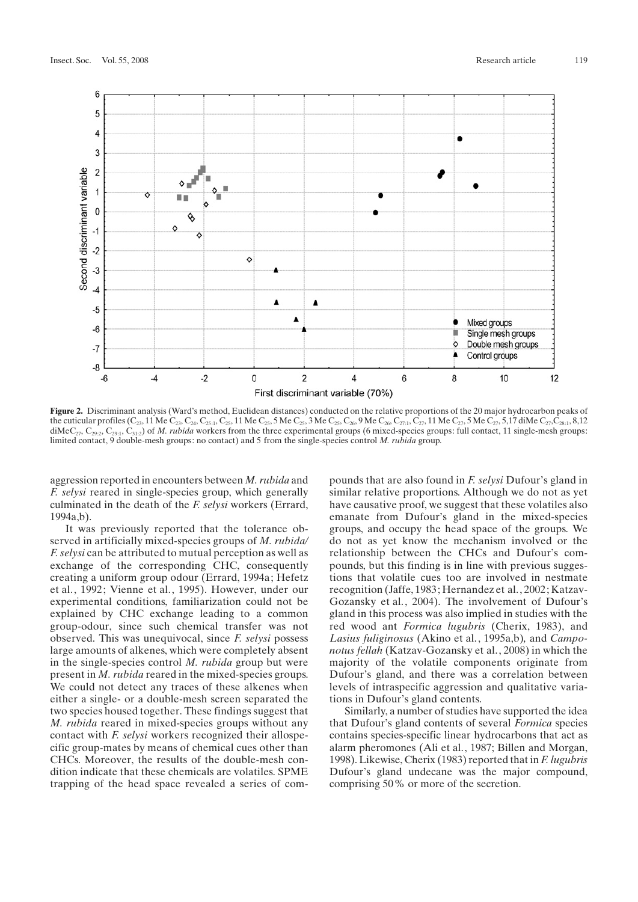**Figure 2.** Discriminant analysis (Ward's method, Euclidean distances) conducted on the relative proportions of the 20 major hydrocarbon peaks of the cuticular profiles ($C_{23}$, 11 Me $C_{23}$, $C_{24}$, $C_{25:1}$, $C_{25}$, 11 Me $C_{25}$, 5 Me $C_{25}$, 3 Me $C_{25}$, $C_{26}$, 9 Me $C_{26}$, $C_{27:1}$, $C_{27}$, 11 Me $C_{27}$, 5 Me $C_{27}$, 5,17 diMe $C_{27}$, $C_{28:1}$, 8,12 diMe$C_{27}$, $C_{29:2}$, $C_{29:1}$, $C_{31:2}$) of *M. rubida* workers from the three experimental groups (6 mixed-species groups: full contact, 11 single-mesh groups: limited contact, 9 double-mesh groups: no contact) and 5 from the single-species control *M. rubida* group.

aggression reported in encounters between *M. rubida* and *F. selysi* reared in single-species group, which generally culminated in the death of the *F. selysi* workers (Errard, 1994a,b).

It was previously reported that the tolerance observed in artificially mixed-species groups of *M. rubida/ F. selysi* can be attributed to mutual perception as well as exchange of the corresponding CHC, consequently creating a uniform group odour (Errard, 1994a; Hefetz et al., 1992; Vienne et al., 1995). However, under our experimental conditions, familiarization could not be explained by CHC exchange leading to a common group-odour, since such chemical transfer was not observed. This was unequivocal, since *F. selysi* possess large amounts of alkenes, which were completely absent in the single-species control *M. rubida* group but were present in *M. rubida* reared in the mixed-species groups. We could not detect any traces of these alkenes when either a single- or a double-mesh screen separated the two species housed together. These findings suggest that *M. rubida* reared in mixed-species groups without any contact with *F. selysi* workers recognized their allospecific group-mates by means of chemical cues other than CHCs. Moreover, the results of the double-mesh condition indicate that these chemicals are volatiles. SPME trapping of the head space revealed a series of compounds that are also found in *F. selysi* Dufour's gland in similar relative proportions. Although we do not as yet have causative proof, we suggest that these volatiles also emanate from Dufour's gland in the mixed-species groups, and occupy the head space of the groups. We do not as yet know the mechanism involved or the relationship between the CHCs and Dufour's compounds, but this finding is in line with previous suggestions that volatile cues too are involved in nestmate recognition (Jaffe, 1983; Hernandez et al., 2002; Katzav-Gozansky et al., 2004). The involvement of Dufour's gland in this process was also implied in studies with the red wood ant *Formica lugubris* (Cherix, 1983), and *Lasius fuliginosus* (Akino et al., 1995a,b), and *Camponotus fellah* (Katzav-Gozansky et al., 2008) in which the majority of the volatile components originate from Dufour's gland, and there was a correlation between levels of intraspecific aggression and qualitative variations in Dufour's gland contents.

Similarly, a number of studies have supported the idea that Dufour's gland contents of several *Formica* species contains species-specific linear hydrocarbons that act as alarm pheromones (Ali et al., 1987; Billen and Morgan, 1998). Likewise, Cherix (1983) reported that in *F. lugubris* Dufour's gland undecane was the major compound, comprising 50 % or more of the secretion.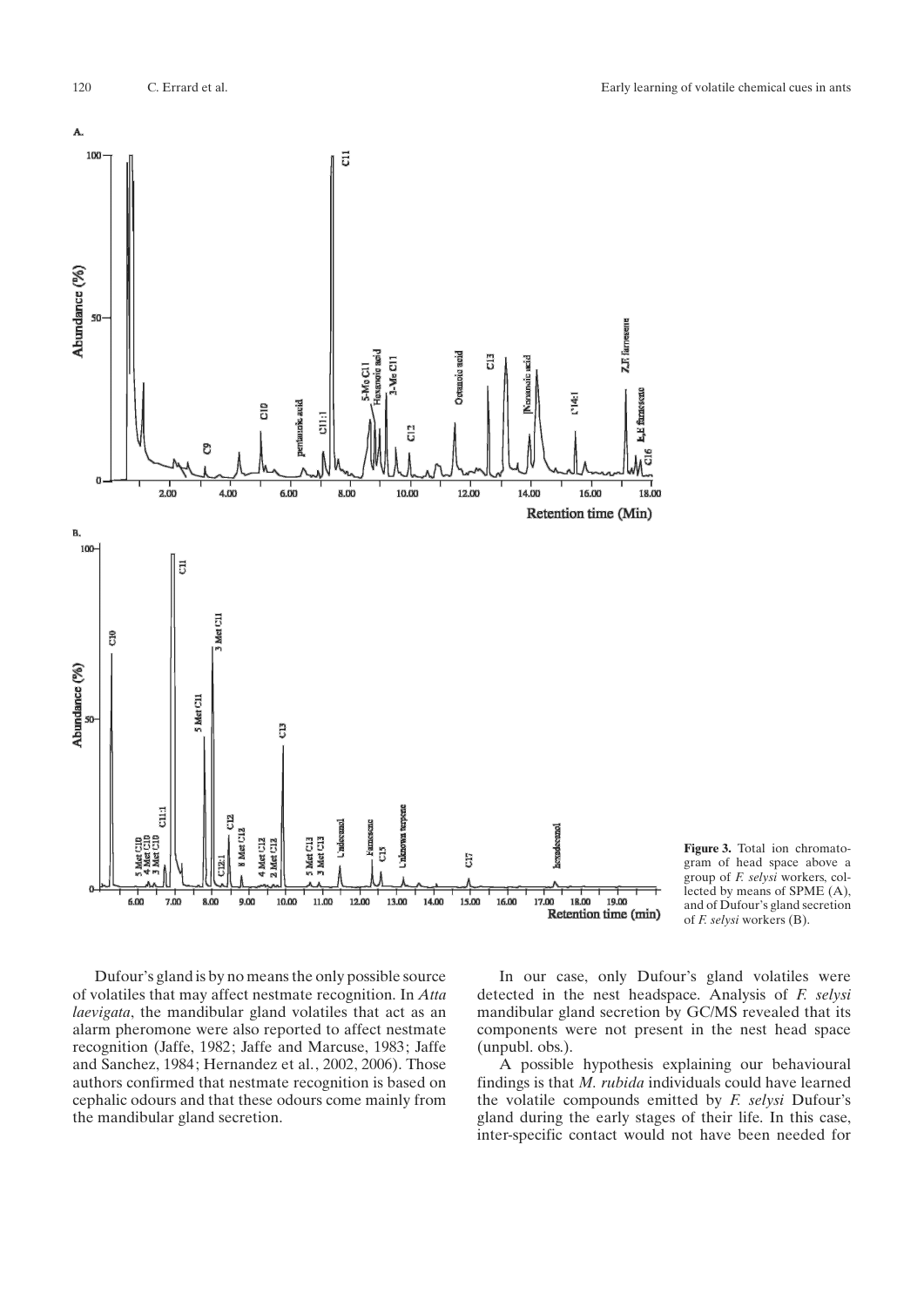**Figure 3.** Total ion chromatogram of head space above a group of *F. selysi* workers, collected by means of SPME (A), and of Dufour's gland secretion of *F. selysi* workers (B).

Dufour's gland is by no means the only possible source of volatiles that may affect nestmate recognition. In *Atta laevigata*, the mandibular gland volatiles that act as an alarm pheromone were also reported to affect nestmate recognition (Jaffe, 1982; Jaffe and Marcuse, 1983; Jaffe and Sanchez, 1984; Hernandez et al., 2002, 2006). Those authors confirmed that nestmate recognition is based on cephalic odours and that these odours come mainly from the mandibular gland secretion.

In our case, only Dufour's gland volatiles were detected in the nest headspace. Analysis of *F. selysi* mandibular gland secretion by GC/MS revealed that its components were not present in the nest head space (unpubl. obs.).

A possible hypothesis explaining our behavioural findings is that *M. rubida* individuals could have learned the volatile compounds emitted by *F. selysi* Dufour's gland during the early stages of their life. In this case, inter-specific contact would not have been needed for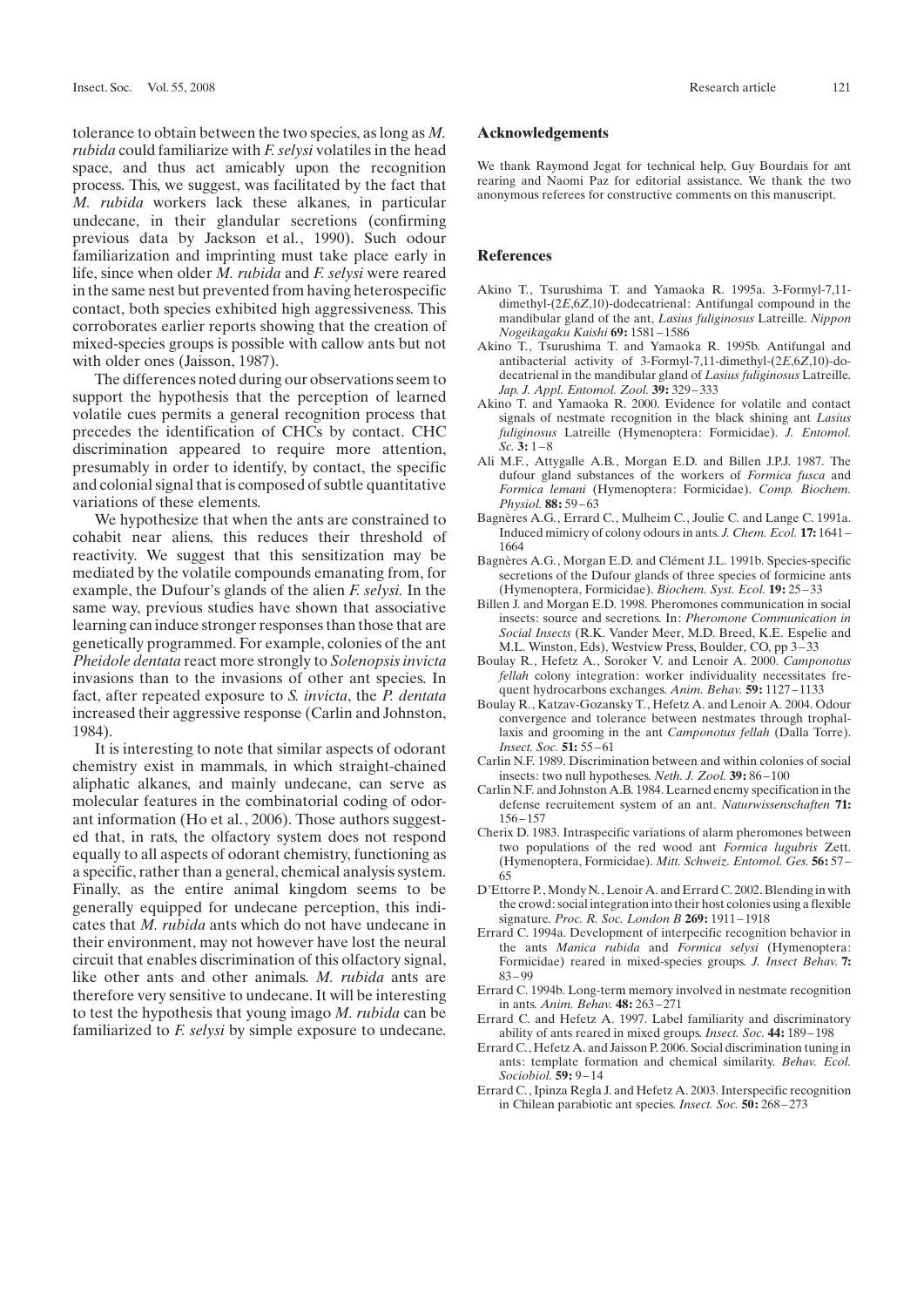tolerance to obtain between the two species, as long as *M. rubida* could familiarize with *F. selysi* volatiles in the head space, and thus act amicably upon the recognition process. This, we suggest, was facilitated by the fact that *M. rubida* workers lack these alkanes, in particular undecane, in their glandular secretions (confirming previous data by Jackson et al., 1990). Such odour familiarization and imprinting must take place early in life, since when older *M. rubida* and *F. selysi* were reared in the same nest but prevented from having heterospecific contact, both species exhibited high aggressiveness. This corroborates earlier reports showing that the creation of mixed-species groups is possible with callow ants but not with older ones (Jaisson, 1987).

The differences noted during our observations seem to support the hypothesis that the perception of learned volatile cues permits a general recognition process that precedes the identification of CHCs by contact. CHC discrimination appeared to require more attention, presumably in order to identify, by contact, the specific and colonial signal that is composed of subtle quantitative variations of these elements.

We hypothesize that when the ants are constrained to cohabit near aliens, this reduces their threshold of reactivity. We suggest that this sensitization may be mediated by the volatile compounds emanating from, for example, the Dufour's glands of the alien *F. selysi.* In the same way, previous studies have shown that associative learning can induce stronger responses than those that are genetically programmed. For example, colonies of the ant *Pheidole dentata* react more strongly to *Solenopsis invicta* invasions than to the invasions of other ant species. In fact, after repeated exposure to *S. invicta*, the *P. dentata* increased their aggressive response (Carlin and Johnston, 1984).

It is interesting to note that similar aspects of odorant chemistry exist in mammals, in which straight-chained aliphatic alkanes, and mainly undecane, can serve as molecular features in the combinatorial coding of odorant information (Ho et al., 2006). Those authors suggested that, in rats, the olfactory system does not respond equally to all aspects of odorant chemistry, functioning as a specific, rather than a general, chemical analysis system. Finally, as the entire animal kingdom seems to be generally equipped for undecane perception, this indicates that *M. rubida* ants which do not have undecane in their environment, may not however have lost the neural circuit that enables discrimination of this olfactory signal, like other ants and other animals. *M. rubida* ants are therefore very sensitive to undecane. It will be interesting to test the hypothesis that young imago *M. rubida* can be familiarized to *F. selysi* by simple exposure to undecane.

## Acknowledgements

We thank Raymond Jegat for technical help, Guy Bourdais for ant rearing and Naomi Paz for editorial assistance. We thank the two anonymous referees for constructive comments on this manuscript.

## References

Akino T., Tsurushima T. and Yamaoka R. 1995a. 3-Formyl-7,11-dimethyl-(2*E*,6*Z*,10)-dodecatrienal: Antifungal compound in the mandibular gland of the ant, *Lasius fuliginosus* Latreille. *Nippon Nogeikagaku Kaishi* **69:** 1581–1586

Akino T., Tsurushima T. and Yamaoka R. 1995b. Antifungal and antibacterial activity of 3-Formyl-7,11-dimethyl-(2*E*,6*Z*,10)-dodecatrienal in the mandibular gland of *Lasius fuliginosus* Latreille. *Jap. J. Appl. Entomol. Zool.* **39:** 329–333

Akino T. and Yamaoka R. 2000. Evidence for volatile and contact signals of nestmate recognition in the black shining ant *Lasius fuliginosus* Latreille (Hymenoptera: Formicidae). *J. Entomol. Sc.* **3:** 1–8

Ali M.F., Attygalle A.B., Morgan E.D. and Billen J.P.J. 1987. The dufour gland substances of the workers of *Formica fusca* and *Formica lemani* (Hymenoptera: Formicidae). *Comp. Biochem. Physiol.* **88:** 59–63

Bagnères A.G., Errard C., Mulheim C., Joulie C. and Lange C. 1991a. Induced mimicry of colony odours in ants. *J. Chem. Ecol.* **17:** 1641–1664

Bagnères A.G., Morgan E.D. and Clément J.L. 1991b. Species-specific secretions of the Dufour glands of three species of formicine ants (Hymenoptera, Formicidae). *Biochem. Syst. Ecol.* **19:** 25–33

Billen J. and Morgan E.D. 1998. Pheromones communication in social insects: source and secretions. In: *Pheromone Communication in Social Insects* (R.K. Vander Meer, M.D. Breed, K.E. Espelie and M.L. Winston, Eds), Westview Press, Boulder, CO, pp 3–33

Boulay R., Hefetz A., Soroker V. and Lenoir A. 2000. *Camponotus fellah* colony integration: worker individuality necessitates frequent hydrocarbons exchanges. *Anim. Behav.* **59:** 1127–1133

Boulay R., Katzav-Gozansky T., Hefetz A. and Lenoir A. 2004. Odour convergence and tolerance between nestmates through trophallaxis and grooming in the ant *Camponotus fellah* (Dalla Torre). *Insect. Soc.* **51:** 55–61

Carlin N.F. 1989. Discrimination between and within colonies of social insects: two null hypotheses. *Neth. J. Zool.* **39:** 86–100

Carlin N.F. and Johnston A.B. 1984. Learned enemy specification in the defense recruitement system of an ant. *Naturwissenschaften* **71:** 156–157

Cherix D. 1983. Intraspecific variations of alarm pheromones between two populations of the red wood ant *Formica lugubris* Zett. (Hymenoptera, Formicidae). *Mitt. Schweiz. Entomol. Ges.* **56:** 57–65

D'Ettorre P., Mondy N., Lenoir A. and Errard C. 2002. Blending in with the crowd: social integration into their host colonies using a flexible signature. *Proc. R. Soc. London B* **269:** 1911–1918

Errard C. 1994a. Development of interpecific recognition behavior in the ants *Manica rubida* and *Formica selysi* (Hymenoptera: Formicidae) reared in mixed-species groups. *J. Insect Behav.* **7:** 83–99

Errard C. 1994b. Long-term memory involved in nestmate recognition in ants. *Anim. Behav.* **48:** 263–271

Errard C. and Hefetz A. 1997. Label familiarity and discriminatory ability of ants reared in mixed groups. *Insect. Soc.* **44:** 189–198

Errard C., Hefetz A. and Jaisson P. 2006. Social discrimination tuning in ants: template formation and chemical similarity. *Behav. Ecol. Sociobiol.* **59:** 9–14

Errard C., Ipinza Regla J. and Hefetz A. 2003. Interspecific recognition in Chilean parabiotic ant species. *Insect. Soc.* **50:** 268–273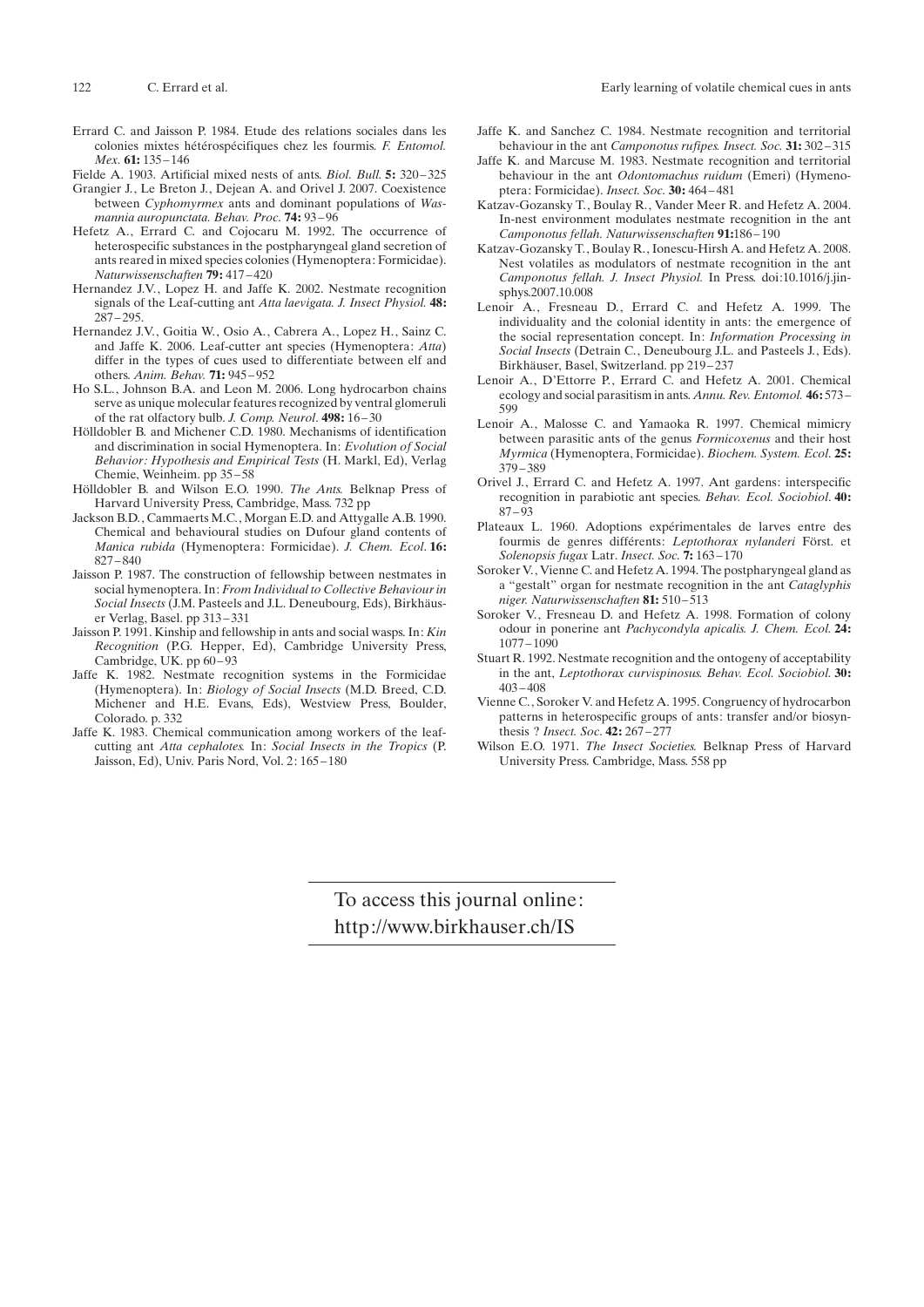Errard C. and Jaisson P. 1984. Etude des relations sociales dans les colonies mixtes hétérospécifiques chez les fourmis. *F. Entomol. Mex.* **61:** 135–146

Fielde A. 1903. Artificial mixed nests of ants. *Biol. Bull.* **5:** 320–325

Grangier J., Le Breton J., Dejean A. and Orivel J. 2007. Coexistence between *Cyphomyrmex* ants and dominant populations of *Wasmannia auropunctata*. *Behav. Proc*. **74:** 93–96

Hefetz A., Errard C. and Cojocaru M. 1992. The occurrence of heterospecific substances in the postpharyngeal gland secretion of ants reared in mixed species colonies (Hymenoptera: Formicidae). *Naturwissenschaften* **79:** 417–420

Hernandez J.V., Lopez H. and Jaffe K. 2002. Nestmate recognition signals of the Leaf-cutting ant *Atta laevigata. J. Insect Physiol.* **48:** 287–295.

Hernandez J.V., Goitia W., Osio A., Cabrera A., Lopez H., Sainz C. and Jaffe K. 2006. Leaf-cutter ant species (Hymenoptera: *Atta*) differ in the types of cues used to differentiate between elf and others. *Anim. Behav.* **71:** 945–952

Ho S.L., Johnson B.A. and Leon M. 2006. Long hydrocarbon chains serve as unique molecular features recognized by ventral glomeruli of the rat olfactory bulb. *J. Comp. Neurol*. **498:** 16–30

Hölldobler B. and Michener C.D. 1980. Mechanisms of identification and discrimination in social Hymenoptera. In: *Evolution of Social Behavior: Hypothesis and Empirical Tests* (H. Markl, Ed), Verlag Chemie, Weinheim. pp 35–58

Hölldobler B. and Wilson E.O. 1990. *The Ants.* Belknap Press of Harvard University Press, Cambridge, Mass. 732 pp

Jackson B.D., Cammaerts M.C., Morgan E.D. and Attygalle A.B. 1990. Chemical and behavioural studies on Dufour gland contents of *Manica rubida* (Hymenoptera: Formicidae). *J. Chem. Ecol*. **16:** 827–840

Jaisson P. 1987. The construction of fellowship between nestmates in social hymenoptera. In: *From Individual to Collective Behaviour in Social Insects* (J.M. Pasteels and J.L. Deneubourg, Eds), Birkhäuser Verlag, Basel. pp 313–331

Jaisson P. 1991. Kinship and fellowship in ants and social wasps. In: *Kin Recognition* (P.G. Hepper, Ed), Cambridge University Press, Cambridge, UK. pp 60–93

Jaffe K. 1982. Nestmate recognition systems in the Formicidae (Hymenoptera). In: *Biology of Social Insects* (M.D. Breed, C.D. Michener and H.E. Evans, Eds), Westview Press, Boulder, Colorado. p. 332

Jaffe K. 1983. Chemical communication among workers of the leaf-cutting ant *Atta cephalotes.* In: *Social Insects in the Tropics* (P. Jaisson, Ed), Univ. Paris Nord, Vol. 2: 165–180

Jaffe K. and Sanchez C. 1984. Nestmate recognition and territorial behaviour in the ant *Camponotus rufipes. Insect. Soc.* **31:** 302–315

Jaffe K. and Marcuse M. 1983. Nestmate recognition and territorial behaviour in the ant *Odontomachus ruidum* (Emeri) (Hymenoptera: Formicidae). *Insect. Soc.* **30:** 464–481

Katzav-Gozansky T., Boulay R., Vander Meer R. and Hefetz A. 2004. In-nest environment modulates nestmate recognition in the ant *Camponotus fellah. Naturwissenschaften* **91:**186–190

Katzav-Gozansky T., Boulay R., Ionescu-Hirsh A. and Hefetz A. 2008. Nest volatiles as modulators of nestmate recognition in the ant *Camponotus fellah. J. Insect Physiol.* In Press. doi:10.1016/j.jinsphys.2007.10.008

Lenoir A., Fresneau D., Errard C. and Hefetz A. 1999. The individuality and the colonial identity in ants: the emergence of the social representation concept. In: *Information Processing in Social Insects* (Detrain C., Deneubourg J.L. and Pasteels J., Eds). Birkhäuser, Basel, Switzerland. pp 219–237

Lenoir A., D'Ettorre P., Errard C. and Hefetz A. 2001. Chemical ecology and social parasitism in ants. *Annu. Rev. Entomol.* **46:** 573–599

Lenoir A., Malosse C. and Yamaoka R. 1997. Chemical mimicry between parasitic ants of the genus *Formicoxenus* and their host *Myrmica* (Hymenoptera, Formicidae). *Biochem. System. Ecol*. **25:** 379–389

Orivel J., Errard C. and Hefetz A. 1997. Ant gardens: interspecific recognition in parabiotic ant species. *Behav. Ecol. Sociobiol*. **40:** 87–93

Plateaux L. 1960. Adoptions expérimentales de larves entre des fourmis de genres différents: *Leptothorax nylanderi* Först. et *Solenopsis fugax* Latr. *Insect. Soc.* **7:** 163–170

Soroker V., Vienne C. and Hefetz A. 1994. The postpharyngeal gland as a "gestalt" organ for nestmate recognition in the ant *Cataglyphis niger. Naturwissenschaften* **81:** 510–513

Soroker V., Fresneau D. and Hefetz A. 1998. Formation of colony odour in ponerine ant *Pachycondyla apicalis. J. Chem. Ecol.* **24:** 1077–1090

Stuart R. 1992. Nestmate recognition and the ontogeny of acceptability in the ant, *Leptothorax curvispinosus. Behav. Ecol. Sociobiol.* **30:** 403–408

Vienne C., Soroker V. and Hefetz A. 1995. Congruency of hydrocarbon patterns in heterospecific groups of ants: transfer and/or biosynthesis ? *Insect. Soc*. **42:** 267–277

Wilson E.O. 1971. *The Insect Societies.* Belknap Press of Harvard University Press. Cambridge, Mass. 558 pp

To access this journal online:
http://www.birkhauser.ch/IS